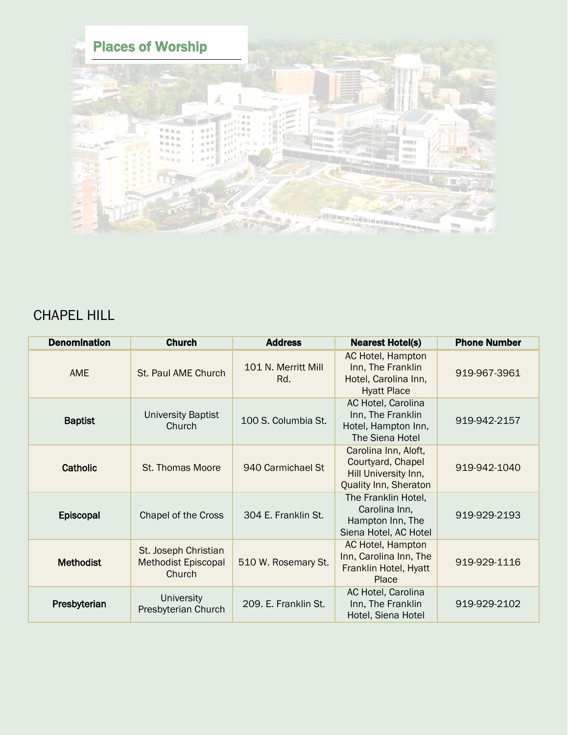# Places of Worship

## CHAPEL HILL

| Denomination | Church | Address | Nearest Hotel(s) | Phone Number |
|---|---|---|---|---|
| AME | St. Paul AME Church | 101 N. Merritt Mill Rd. | AC Hotel, Hampton Inn, The Franklin Hotel, Carolina Inn, Hyatt Place | 919-967-3961 |
| **Baptist** | University Baptist Church | 100 S. Columbia St. | AC Hotel, Carolina Inn, The Franklin Hotel, Hampton Inn, The Siena Hotel | 919-942-2157 |
| **Catholic** | St. Thomas Moore | 940 Carmichael St | Carolina Inn, Aloft, Courtyard, Chapel Hill University Inn, Quality Inn, Sheraton | 919-942-1040 |
| **Episcopal** | Chapel of the Cross | 304 E. Franklin St. | The Franklin Hotel, Carolina Inn, Hampton Inn, The Siena Hotel, AC Hotel | 919-929-2193 |
| **Methodist** | St. Joseph Christian Methodist Episcopal Church | 510 W. Rosemary St. | AC Hotel, Hampton Inn, Carolina Inn, The Franklin Hotel, Hyatt Place | 919-929-1116 |
| **Presbyterian** | University Presbyterian Church | 209. E. Franklin St. | AC Hotel, Carolina Inn, The Franklin Hotel, Siena Hotel | 919-929-2102 |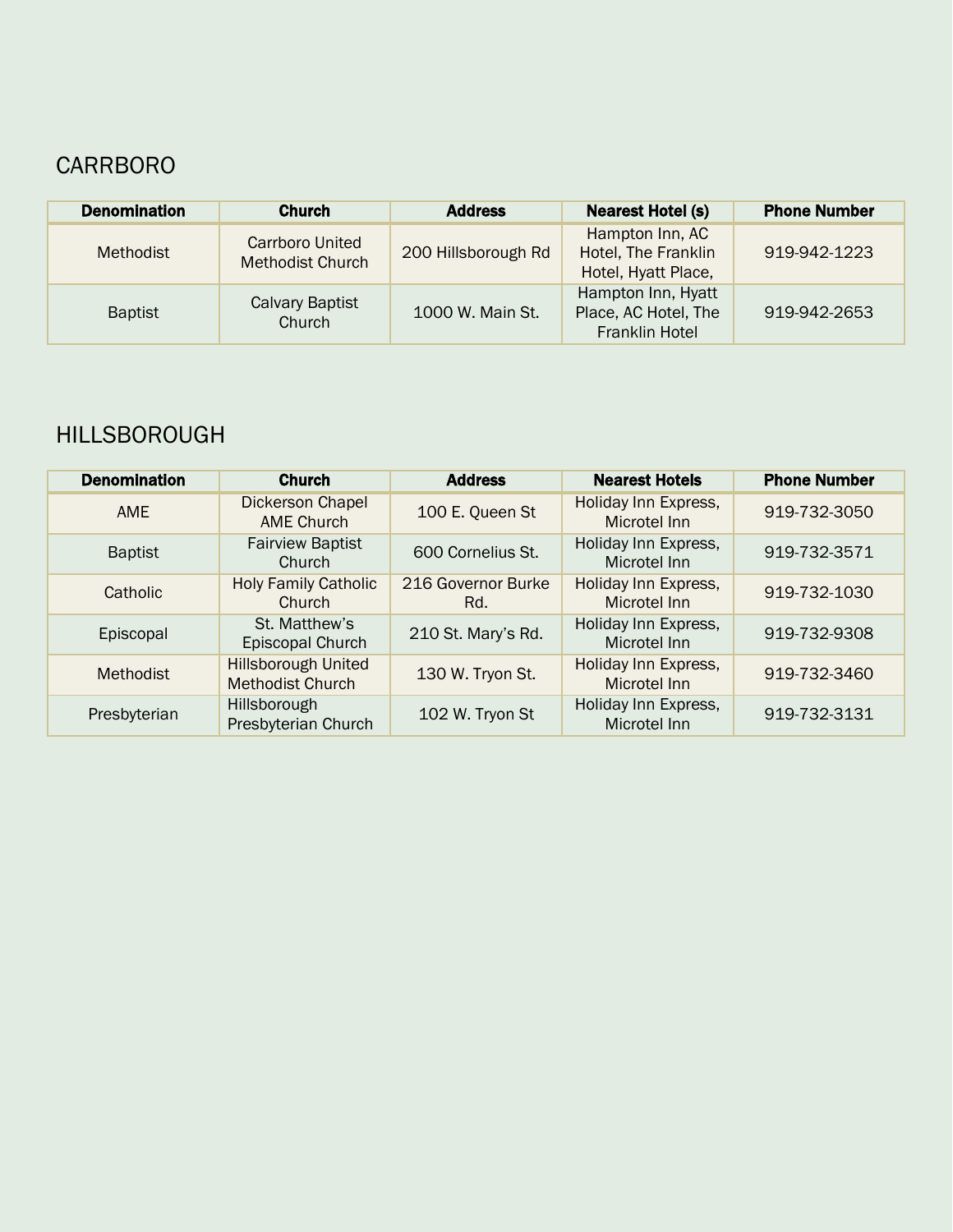## CARRBORO

| Denomination | Church | Address | Nearest Hotel (s) | Phone Number |
| --- | --- | --- | --- | --- |
| Methodist | Carrboro United Methodist Church | 200 Hillsborough Rd | Hampton Inn, AC Hotel, The Franklin Hotel, Hyatt Place, | 919-942-1223 |
| Baptist | Calvary Baptist Church | 1000 W. Main St. | Hampton Inn, Hyatt Place, AC Hotel, The Franklin Hotel | 919-942-2653 |

## HILLSBOROUGH

| Denomination | Church | Address | Nearest Hotels | Phone Number |
| --- | --- | --- | --- | --- |
| AME | Dickerson Chapel AME Church | 100 E. Queen St | Holiday Inn Express, Microtel Inn | 919-732-3050 |
| Baptist | Fairview Baptist Church | 600 Cornelius St. | Holiday Inn Express, Microtel Inn | 919-732-3571 |
| Catholic | Holy Family Catholic Church | 216 Governor Burke Rd. | Holiday Inn Express, Microtel Inn | 919-732-1030 |
| Episcopal | St. Matthew's Episcopal Church | 210 St. Mary's Rd. | Holiday Inn Express, Microtel Inn | 919-732-9308 |
| Methodist | Hillsborough United Methodist Church | 130 W. Tryon St. | Holiday Inn Express, Microtel Inn | 919-732-3460 |
| Presbyterian | Hillsborough Presbyterian Church | 102 W. Tryon St | Holiday Inn Express, Microtel Inn | 919-732-3131 |